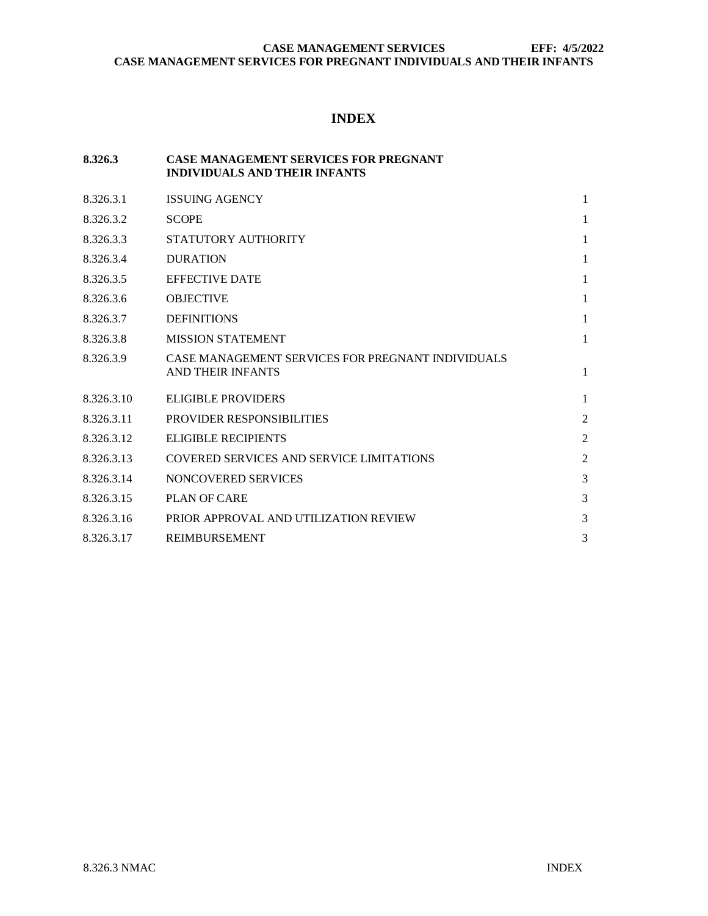# INDEX

| | | |
|---|---|---|
| **8.326.3** | **CASE MANAGEMENT SERVICES FOR PREGNANT INDIVIDUALS AND THEIR INFANTS** | |
| 8.326.3.1 | ISSUING AGENCY | 1 |
| 8.326.3.2 | SCOPE | 1 |
| 8.326.3.3 | STATUTORY AUTHORITY | 1 |
| 8.326.3.4 | DURATION | 1 |
| 8.326.3.5 | EFFECTIVE DATE | 1 |
| 8.326.3.6 | OBJECTIVE | 1 |
| 8.326.3.7 | DEFINITIONS | 1 |
| 8.326.3.8 | MISSION STATEMENT | 1 |
| 8.326.3.9 | CASE MANAGEMENT SERVICES FOR PREGNANT INDIVIDUALS AND THEIR INFANTS | 1 |
| 8.326.3.10 | ELIGIBLE PROVIDERS | 1 |
| 8.326.3.11 | PROVIDER RESPONSIBILITIES | 2 |
| 8.326.3.12 | ELIGIBLE RECIPIENTS | 2 |
| 8.326.3.13 | COVERED SERVICES AND SERVICE LIMITATIONS | 2 |
| 8.326.3.14 | NONCOVERED SERVICES | 3 |
| 8.326.3.15 | PLAN OF CARE | 3 |
| 8.326.3.16 | PRIOR APPROVAL AND UTILIZATION REVIEW | 3 |
| 8.326.3.17 | REIMBURSEMENT | 3 |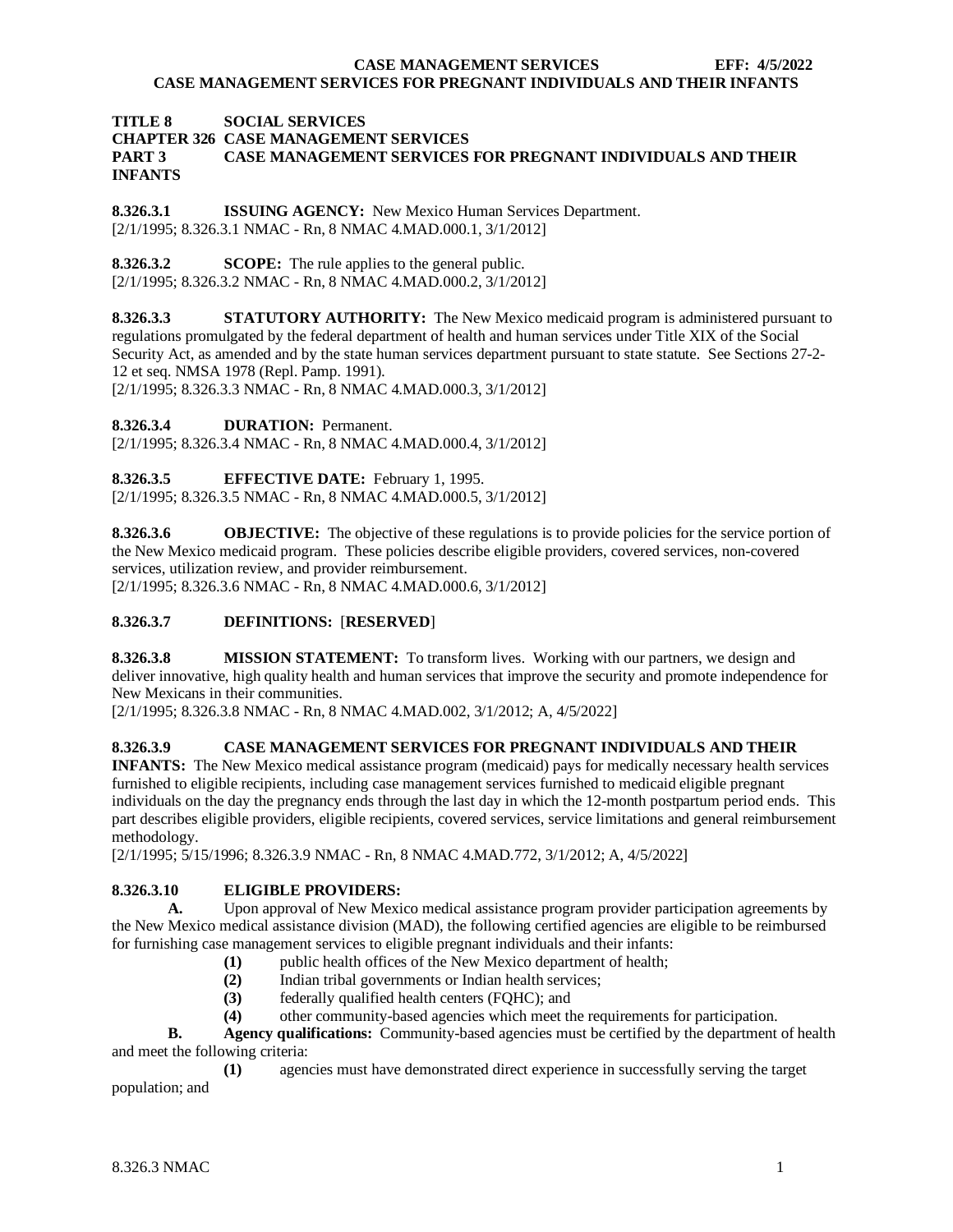**TITLE 8 SOCIAL SERVICES**
**CHAPTER 326 CASE MANAGEMENT SERVICES**
**PART 3 CASE MANAGEMENT SERVICES FOR PREGNANT INDIVIDUALS AND THEIR INFANTS**

**8.326.3.1 ISSUING AGENCY:** New Mexico Human Services Department.
[2/1/1995; 8.326.3.1 NMAC - Rn, 8 NMAC 4.MAD.000.1, 3/1/2012]

**8.326.3.2 SCOPE:** The rule applies to the general public.
[2/1/1995; 8.326.3.2 NMAC - Rn, 8 NMAC 4.MAD.000.2, 3/1/2012]

**8.326.3.3 STATUTORY AUTHORITY:** The New Mexico medicaid program is administered pursuant to regulations promulgated by the federal department of health and human services under Title XIX of the Social Security Act, as amended and by the state human services department pursuant to state statute. See Sections 27-2-12 et seq. NMSA 1978 (Repl. Pamp. 1991).
[2/1/1995; 8.326.3.3 NMAC - Rn, 8 NMAC 4.MAD.000.3, 3/1/2012]

**8.326.3.4 DURATION:** Permanent.
[2/1/1995; 8.326.3.4 NMAC - Rn, 8 NMAC 4.MAD.000.4, 3/1/2012]

**8.326.3.5 EFFECTIVE DATE:** February 1, 1995.
[2/1/1995; 8.326.3.5 NMAC - Rn, 8 NMAC 4.MAD.000.5, 3/1/2012]

**8.326.3.6 OBJECTIVE:** The objective of these regulations is to provide policies for the service portion of the New Mexico medicaid program. These policies describe eligible providers, covered services, non-covered services, utilization review, and provider reimbursement.
[2/1/1995; 8.326.3.6 NMAC - Rn, 8 NMAC 4.MAD.000.6, 3/1/2012]

**8.326.3.7 DEFINITIONS:** [**RESERVED**]

**8.326.3.8 MISSION STATEMENT:** To transform lives. Working with our partners, we design and deliver innovative, high quality health and human services that improve the security and promote independence for New Mexicans in their communities.
[2/1/1995; 8.326.3.8 NMAC - Rn, 8 NMAC 4.MAD.002, 3/1/2012; A, 4/5/2022]

**8.326.3.9 CASE MANAGEMENT SERVICES FOR PREGNANT INDIVIDUALS AND THEIR INFANTS:** The New Mexico medical assistance program (medicaid) pays for medically necessary health services furnished to eligible recipients, including case management services furnished to medicaid eligible pregnant individuals on the day the pregnancy ends through the last day in which the 12-month postpartum period ends. This part describes eligible providers, eligible recipients, covered services, service limitations and general reimbursement methodology.
[2/1/1995; 5/15/1996; 8.326.3.9 NMAC - Rn, 8 NMAC 4.MAD.772, 3/1/2012; A, 4/5/2022]

**8.326.3.10 ELIGIBLE PROVIDERS:**

**A.** Upon approval of New Mexico medical assistance program provider participation agreements by the New Mexico medical assistance division (MAD), the following certified agencies are eligible to be reimbursed for furnishing case management services to eligible pregnant individuals and their infants:

**(1)** public health offices of the New Mexico department of health;
**(2)** Indian tribal governments or Indian health services;
**(3)** federally qualified health centers (FQHC); and
**(4)** other community-based agencies which meet the requirements for participation.

**B.** **Agency qualifications:** Community-based agencies must be certified by the department of health and meet the following criteria:

**(1)** agencies must have demonstrated direct experience in successfully serving the target population; and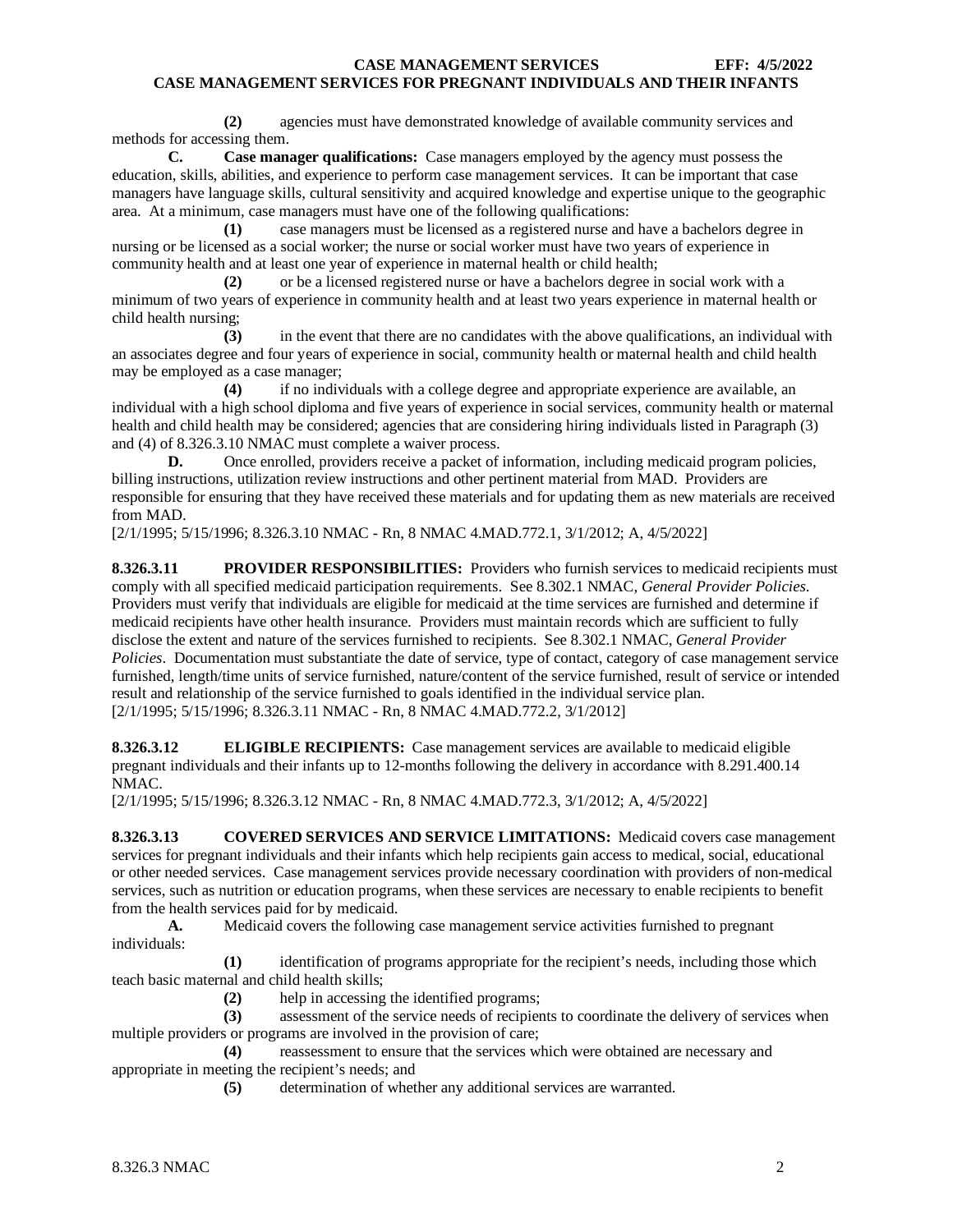**(2)** agencies must have demonstrated knowledge of available community services and methods for accessing them.

**C. Case manager qualifications:** Case managers employed by the agency must possess the education, skills, abilities, and experience to perform case management services. It can be important that case managers have language skills, cultural sensitivity and acquired knowledge and expertise unique to the geographic area. At a minimum, case managers must have one of the following qualifications:

**(1)** case managers must be licensed as a registered nurse and have a bachelors degree in nursing or be licensed as a social worker; the nurse or social worker must have two years of experience in community health and at least one year of experience in maternal health or child health;

**(2)** or be a licensed registered nurse or have a bachelors degree in social work with a minimum of two years of experience in community health and at least two years experience in maternal health or child health nursing;

**(3)** in the event that there are no candidates with the above qualifications, an individual with an associates degree and four years of experience in social, community health or maternal health and child health may be employed as a case manager;

**(4)** if no individuals with a college degree and appropriate experience are available, an individual with a high school diploma and five years of experience in social services, community health or maternal health and child health may be considered; agencies that are considering hiring individuals listed in Paragraph (3) and (4) of 8.326.3.10 NMAC must complete a waiver process.

**D.** Once enrolled, providers receive a packet of information, including medicaid program policies, billing instructions, utilization review instructions and other pertinent material from MAD. Providers are responsible for ensuring that they have received these materials and for updating them as new materials are received from MAD.

[2/1/1995; 5/15/1996; 8.326.3.10 NMAC - Rn, 8 NMAC 4.MAD.772.1, 3/1/2012; A, 4/5/2022]

**8.326.3.11 PROVIDER RESPONSIBILITIES:** Providers who furnish services to medicaid recipients must comply with all specified medicaid participation requirements. See 8.302.1 NMAC, *General Provider Policies*. Providers must verify that individuals are eligible for medicaid at the time services are furnished and determine if medicaid recipients have other health insurance. Providers must maintain records which are sufficient to fully disclose the extent and nature of the services furnished to recipients. See 8.302.1 NMAC, *General Provider Policies*. Documentation must substantiate the date of service, type of contact, category of case management service furnished, length/time units of service furnished, nature/content of the service furnished, result of service or intended result and relationship of the service furnished to goals identified in the individual service plan.

[2/1/1995; 5/15/1996; 8.326.3.11 NMAC - Rn, 8 NMAC 4.MAD.772.2, 3/1/2012]

**8.326.3.12 ELIGIBLE RECIPIENTS:** Case management services are available to medicaid eligible pregnant individuals and their infants up to 12-months following the delivery in accordance with 8.291.400.14 NMAC.

[2/1/1995; 5/15/1996; 8.326.3.12 NMAC - Rn, 8 NMAC 4.MAD.772.3, 3/1/2012; A, 4/5/2022]

**8.326.3.13 COVERED SERVICES AND SERVICE LIMITATIONS:** Medicaid covers case management services for pregnant individuals and their infants which help recipients gain access to medical, social, educational or other needed services. Case management services provide necessary coordination with providers of non-medical services, such as nutrition or education programs, when these services are necessary to enable recipients to benefit from the health services paid for by medicaid.

**A.** Medicaid covers the following case management service activities furnished to pregnant individuals:

**(1)** identification of programs appropriate for the recipient's needs, including those which teach basic maternal and child health skills;

**(2)** help in accessing the identified programs;

**(3)** assessment of the service needs of recipients to coordinate the delivery of services when multiple providers or programs are involved in the provision of care;

**(4)** reassessment to ensure that the services which were obtained are necessary and appropriate in meeting the recipient's needs; and

**(5)** determination of whether any additional services are warranted.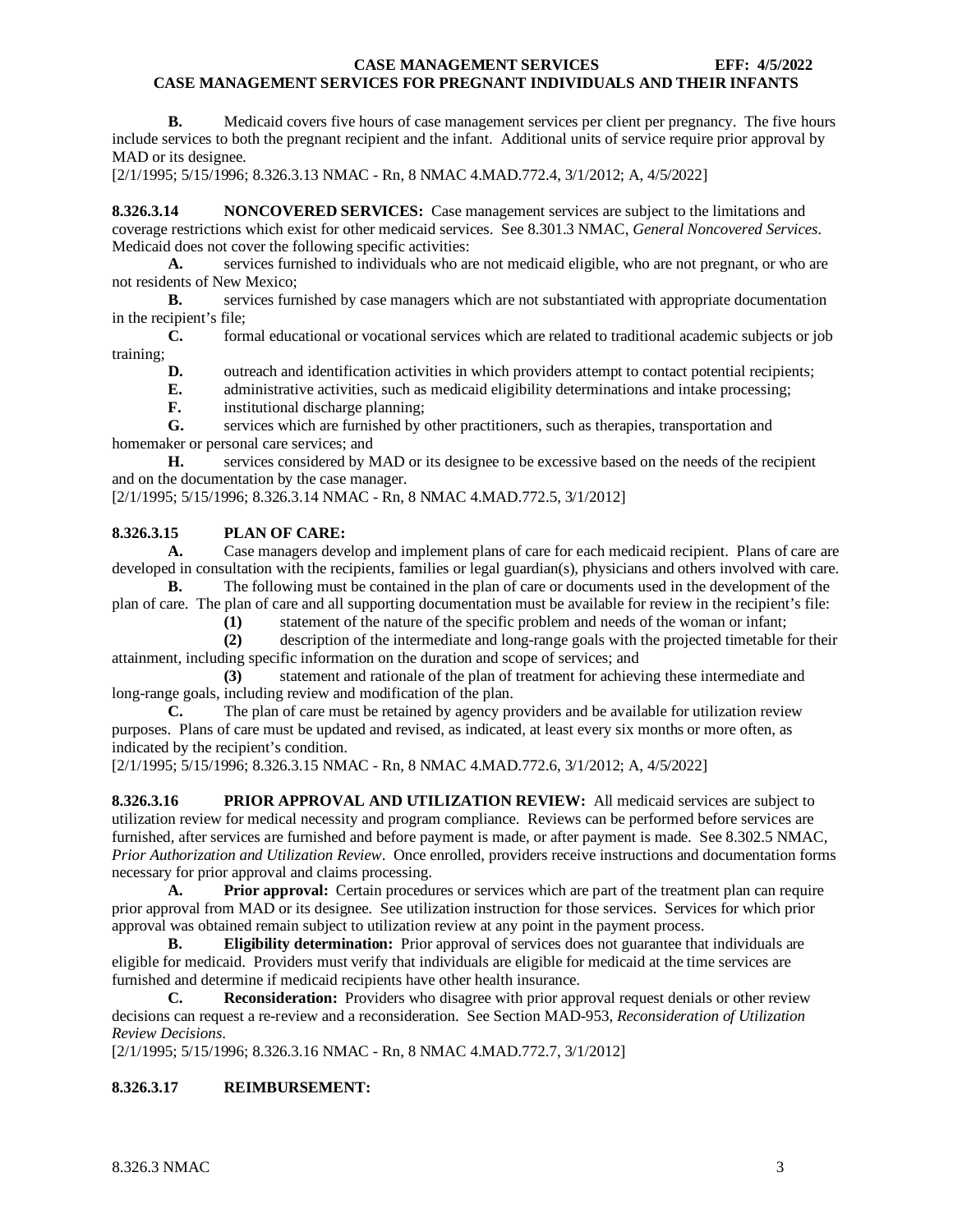**B.** Medicaid covers five hours of case management services per client per pregnancy. The five hours include services to both the pregnant recipient and the infant. Additional units of service require prior approval by MAD or its designee.
[2/1/1995; 5/15/1996; 8.326.3.13 NMAC - Rn, 8 NMAC 4.MAD.772.4, 3/1/2012; A, 4/5/2022]

**8.326.3.14 NONCOVERED SERVICES:** Case management services are subject to the limitations and coverage restrictions which exist for other medicaid services. See 8.301.3 NMAC, *General Noncovered Services*. Medicaid does not cover the following specific activities:

**A.** services furnished to individuals who are not medicaid eligible, who are not pregnant, or who are not residents of New Mexico;

**B.** services furnished by case managers which are not substantiated with appropriate documentation in the recipient's file;

**C.** formal educational or vocational services which are related to traditional academic subjects or job training;

**D.** outreach and identification activities in which providers attempt to contact potential recipients;

**E.** administrative activities, such as medicaid eligibility determinations and intake processing;

**F.** institutional discharge planning;

**G.** services which are furnished by other practitioners, such as therapies, transportation and homemaker or personal care services; and

**H.** services considered by MAD or its designee to be excessive based on the needs of the recipient and on the documentation by the case manager.
[2/1/1995; 5/15/1996; 8.326.3.14 NMAC - Rn, 8 NMAC 4.MAD.772.5, 3/1/2012]

**8.326.3.15 PLAN OF CARE:**

**A.** Case managers develop and implement plans of care for each medicaid recipient. Plans of care are developed in consultation with the recipients, families or legal guardian(s), physicians and others involved with care.

**B.** The following must be contained in the plan of care or documents used in the development of the plan of care. The plan of care and all supporting documentation must be available for review in the recipient's file:

**(1)** statement of the nature of the specific problem and needs of the woman or infant;

**(2)** description of the intermediate and long-range goals with the projected timetable for their attainment, including specific information on the duration and scope of services; and

**(3)** statement and rationale of the plan of treatment for achieving these intermediate and long-range goals, including review and modification of the plan.

**C.** The plan of care must be retained by agency providers and be available for utilization review purposes. Plans of care must be updated and revised, as indicated, at least every six months or more often, as indicated by the recipient's condition.
[2/1/1995; 5/15/1996; 8.326.3.15 NMAC - Rn, 8 NMAC 4.MAD.772.6, 3/1/2012; A, 4/5/2022]

**8.326.3.16 PRIOR APPROVAL AND UTILIZATION REVIEW:** All medicaid services are subject to utilization review for medical necessity and program compliance. Reviews can be performed before services are furnished, after services are furnished and before payment is made, or after payment is made. See 8.302.5 NMAC, *Prior Authorization and Utilization Review*. Once enrolled, providers receive instructions and documentation forms necessary for prior approval and claims processing.

**A. Prior approval:** Certain procedures or services which are part of the treatment plan can require prior approval from MAD or its designee. See utilization instruction for those services. Services for which prior approval was obtained remain subject to utilization review at any point in the payment process.

**B. Eligibility determination:** Prior approval of services does not guarantee that individuals are eligible for medicaid. Providers must verify that individuals are eligible for medicaid at the time services are furnished and determine if medicaid recipients have other health insurance.

**C. Reconsideration:** Providers who disagree with prior approval request denials or other review decisions can request a re-review and a reconsideration. See Section MAD-953, *Reconsideration of Utilization Review Decisions*.
[2/1/1995; 5/15/1996; 8.326.3.16 NMAC - Rn, 8 NMAC 4.MAD.772.7, 3/1/2012]

**8.326.3.17 REIMBURSEMENT:**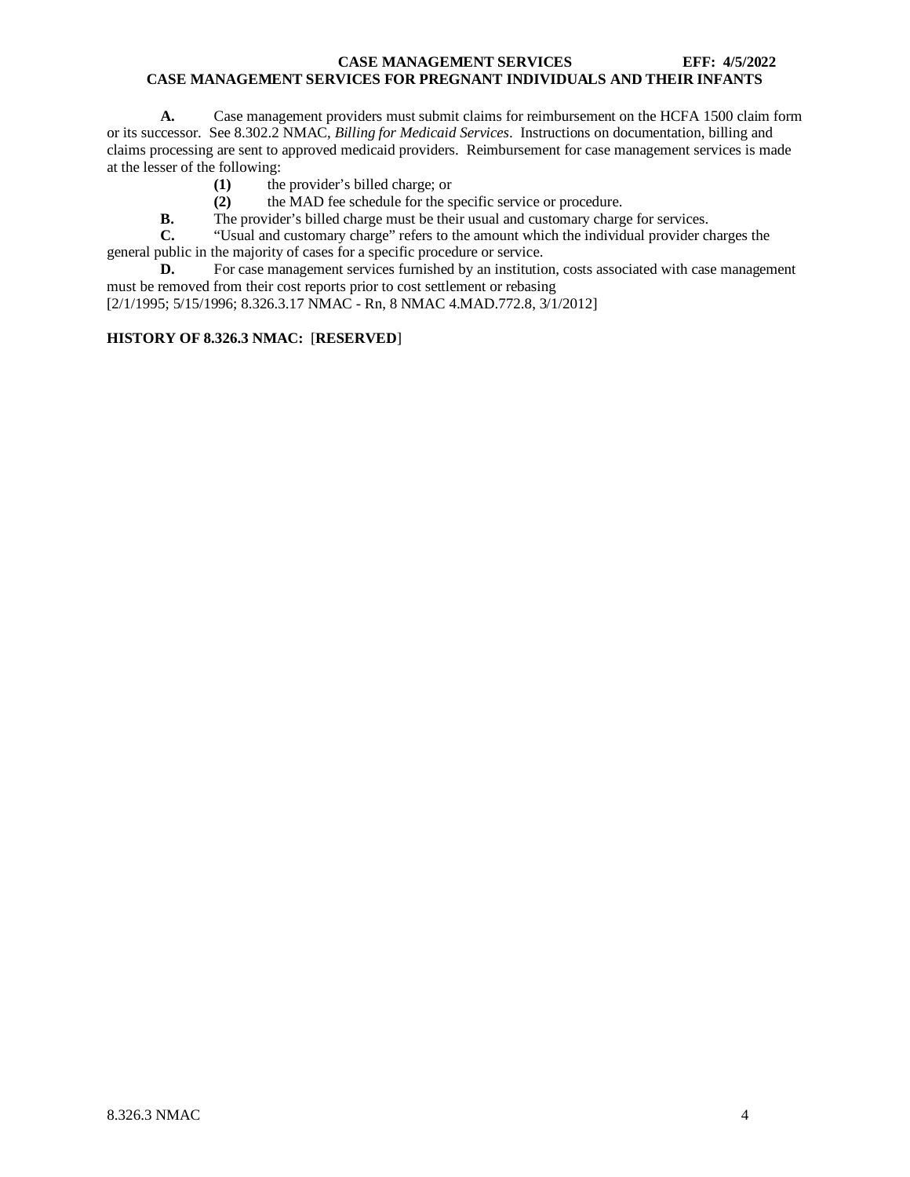**A.** Case management providers must submit claims for reimbursement on the HCFA 1500 claim form or its successor. See 8.302.2 NMAC, *Billing for Medicaid Services*. Instructions on documentation, billing and claims processing are sent to approved medicaid providers. Reimbursement for case management services is made at the lesser of the following:

**(1)** the provider's billed charge; or

**(2)** the MAD fee schedule for the specific service or procedure.

**B.** The provider's billed charge must be their usual and customary charge for services.

**C.** "Usual and customary charge" refers to the amount which the individual provider charges the general public in the majority of cases for a specific procedure or service.

**D.** For case management services furnished by an institution, costs associated with case management must be removed from their cost reports prior to cost settlement or rebasing

[2/1/1995; 5/15/1996; 8.326.3.17 NMAC - Rn, 8 NMAC 4.MAD.772.8, 3/1/2012]

**HISTORY OF 8.326.3 NMAC:** [**RESERVED**]